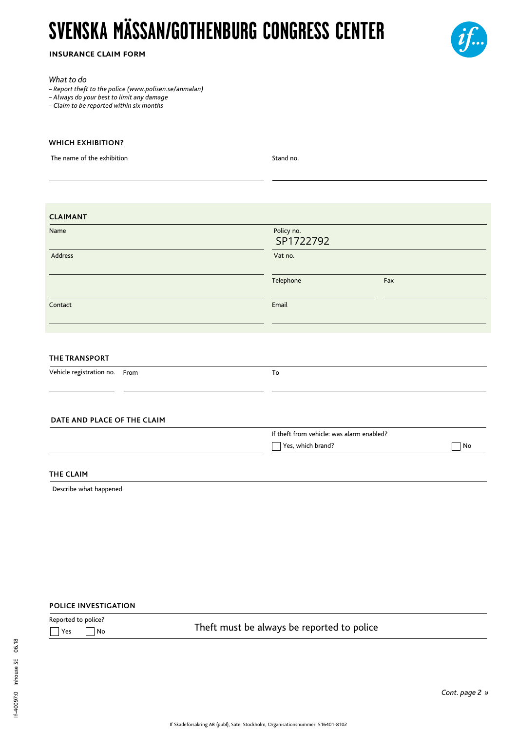# SVENSKA MÄSSAN/GOTHENBURG CONGRESS CENTER

**INSURANCE CLAIM FORM**

*What to do*

*– Report theft to the police (www.polisen.se/anmalan)*
*– Always do your best to limit any damage*
*– Claim to be reported within six months*

## WHICH EXHIBITION?

The name of the exhibition

Stand no.

## CLAIMANT

Name

Policy no.
SP1722792

Address

Vat no.

Telephone

Fax

Contact

Email

## THE TRANSPORT

Vehicle registration no.

From

To

## DATE AND PLACE OF THE CLAIM

If theft from vehicle: was alarm enabled?

☐ Yes, which brand?

☐ No

## THE CLAIM

Describe what happened

## POLICE INVESTIGATION

Reported to police?

☐ Yes ☐ No

Theft must be always be reported to police

*Cont. page 2 »*

If Skadeförsäkring AB (publ), Säte: Stockholm, Organisationsnummer: 516401-8102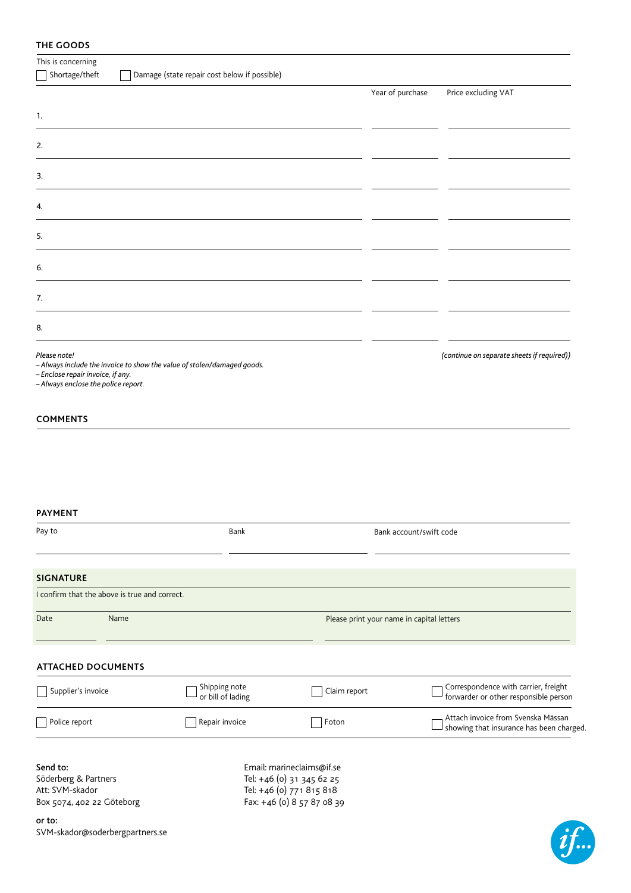## THE GOODS

This is concerning

☐ Shortage/theft ☐ Damage (state repair cost below if possible)

| | Year of purchase | Price excluding VAT |
|---|---|---|
| 1. | | |
| 2. | | |
| 3. | | |
| 4. | | |
| 5. | | |
| 6. | | |
| 7. | | |
| 8. | | |

*Please note!*
*– Always include the invoice to show the value of stolen/damaged goods.*
*– Enclose repair invoice, if any.*
*– Always enclose the police report.*

*(continue on separate sheets if required))*

## COMMENTS

## PAYMENT

| Pay to | Bank | Bank account/swift code |
|---|---|---|
| | | |

## SIGNATURE

I confirm that the above is true and correct.

| Date | Name | Please print your name in capital letters |
|---|---|---|
| | | |

## ATTACHED DOCUMENTS

| | | | |
|---|---|---|---|
| ☐ Supplier's invoice | ☐ Shipping note or bill of lading | ☐ Claim report | ☐ Correspondence with carrier, freight forwarder or other responsible person |
| ☐ Police report | ☐ Repair invoice | ☐ Foton | ☐ Attach invoice from Svenska Mässan showing that insurance has been charged. |

**Send to:**
Söderberg & Partners
Att: SVM-skador
Box 5074, 402 22 Göteborg

**or to:**
SVM-skador@soderbergpartners.se

Email: marineclaims@if.se
Tel: +46 (0) 31 345 62 25
Tel: +46 (0) 771 815 818
Fax: +46 (0) 8 57 87 08 39